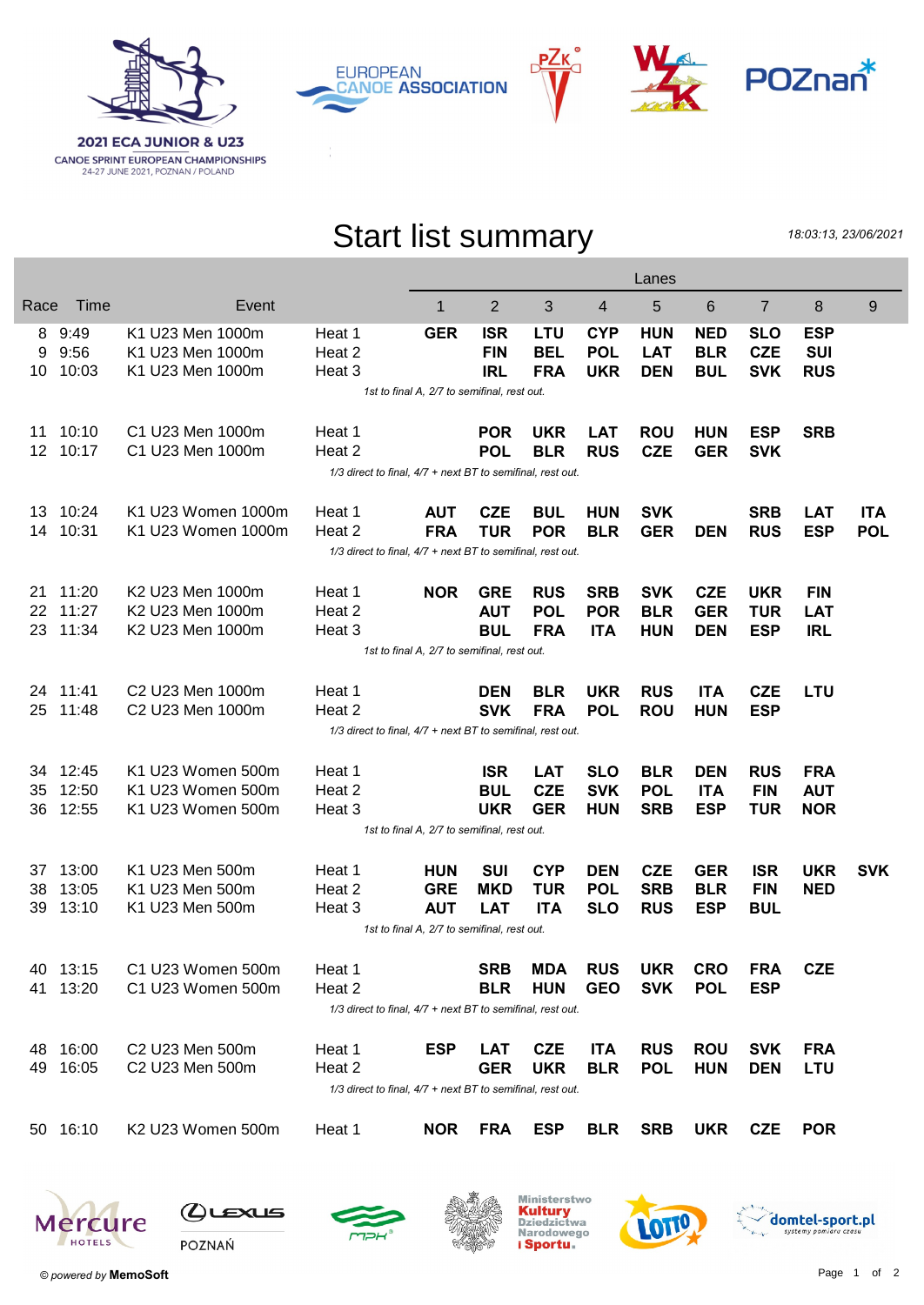**2021 ECA JUNIOR & U23**
CANOE SPRINT EUROPEAN CHAMPIONSHIPS
24-27 JUNE 2021, POZNAN / POLAND

# Start list summary

*18:03:13, 23/06/2021*

| Race | Time | Event | | Lanes 1 | 2 | 3 | 4 | 5 | 6 | 7 | 8 | 9 |
|---|---|---|---|---|---|---|---|---|---|---|---|---|
| 8 | 9:49 | K1 U23 Men 1000m | Heat 1 | **GER** | **ISR** | **LTU** | **CYP** | **HUN** | **NED** | **SLO** | **ESP** | |
| 9 | 9:56 | K1 U23 Men 1000m | Heat 2 | | **FIN** | **BEL** | **POL** | **LAT** | **BLR** | **CZE** | **SUI** | |
| 10 | 10:03 | K1 U23 Men 1000m | Heat 3 | | **IRL** | **FRA** | **UKR** | **DEN** | **BUL** | **SVK** | **RUS** | |
| | | *1st to final A, 2/7 to semifinal, rest out.* | | | | | | | | | | |
| 11 | 10:10 | C1 U23 Men 1000m | Heat 1 | | **POR** | **UKR** | **LAT** | **ROU** | **HUN** | **ESP** | **SRB** | |
| 12 | 10:17 | C1 U23 Men 1000m | Heat 2 | | **POL** | **BLR** | **RUS** | **CZE** | **GER** | **SVK** | | |
| | | *1/3 direct to final, 4/7 + next BT to semifinal, rest out.* | | | | | | | | | | |
| 13 | 10:24 | K1 U23 Women 1000m | Heat 1 | **AUT** | **CZE** | **BUL** | **HUN** | **SVK** | | **SRB** | **LAT** | **ITA** |
| 14 | 10:31 | K1 U23 Women 1000m | Heat 2 | **FRA** | **TUR** | **POR** | **BLR** | **GER** | **DEN** | **RUS** | **ESP** | **POL** |
| | | *1/3 direct to final, 4/7 + next BT to semifinal, rest out.* | | | | | | | | | | |
| 21 | 11:20 | K2 U23 Men 1000m | Heat 1 | **NOR** | **GRE** | **RUS** | **SRB** | **SVK** | **CZE** | **UKR** | **FIN** | |
| 22 | 11:27 | K2 U23 Men 1000m | Heat 2 | | **AUT** | **POL** | **POR** | **BLR** | **GER** | **TUR** | **LAT** | |
| 23 | 11:34 | K2 U23 Men 1000m | Heat 3 | | **BUL** | **FRA** | **ITA** | **HUN** | **DEN** | **ESP** | **IRL** | |
| | | *1st to final A, 2/7 to semifinal, rest out.* | | | | | | | | | | |
| 24 | 11:41 | C2 U23 Men 1000m | Heat 1 | | **DEN** | **BLR** | **UKR** | **RUS** | **ITA** | **CZE** | **LTU** | |
| 25 | 11:48 | C2 U23 Men 1000m | Heat 2 | | **SVK** | **FRA** | **POL** | **ROU** | **HUN** | **ESP** | | |
| | | *1/3 direct to final, 4/7 + next BT to semifinal, rest out.* | | | | | | | | | | |
| 34 | 12:45 | K1 U23 Women 500m | Heat 1 | | **ISR** | **LAT** | **SLO** | **BLR** | **DEN** | **RUS** | **FRA** | |
| 35 | 12:50 | K1 U23 Women 500m | Heat 2 | | **BUL** | **CZE** | **SVK** | **POL** | **ITA** | **FIN** | **AUT** | |
| 36 | 12:55 | K1 U23 Women 500m | Heat 3 | | **UKR** | **GER** | **HUN** | **SRB** | **ESP** | **TUR** | **NOR** | |
| | | *1st to final A, 2/7 to semifinal, rest out.* | | | | | | | | | | |
| 37 | 13:00 | K1 U23 Men 500m | Heat 1 | **HUN** | **SUI** | **CYP** | **DEN** | **CZE** | **GER** | **ISR** | **UKR** | **SVK** |
| 38 | 13:05 | K1 U23 Men 500m | Heat 2 | **GRE** | **MKD** | **TUR** | **POL** | **SRB** | **BLR** | **FIN** | **NED** | |
| 39 | 13:10 | K1 U23 Men 500m | Heat 3 | **AUT** | **LAT** | **ITA** | **SLO** | **RUS** | **ESP** | **BUL** | | |
| | | *1st to final A, 2/7 to semifinal, rest out.* | | | | | | | | | | |
| 40 | 13:15 | C1 U23 Women 500m | Heat 1 | | **SRB** | **MDA** | **RUS** | **UKR** | **CRO** | **FRA** | **CZE** | |
| 41 | 13:20 | C1 U23 Women 500m | Heat 2 | | **BLR** | **HUN** | **GEO** | **SVK** | **POL** | **ESP** | | |
| | | *1/3 direct to final, 4/7 + next BT to semifinal, rest out.* | | | | | | | | | | |
| 48 | 16:00 | C2 U23 Men 500m | Heat 1 | **ESP** | **LAT** | **CZE** | **ITA** | **RUS** | **ROU** | **SVK** | **FRA** | |
| 49 | 16:05 | C2 U23 Men 500m | Heat 2 | | **GER** | **UKR** | **BLR** | **POL** | **HUN** | **DEN** | **LTU** | |
| | | *1/3 direct to final, 4/7 + next BT to semifinal, rest out.* | | | | | | | | | | |
| 50 | 16:10 | K2 U23 Women 500m | Heat 1 | **NOR** | **FRA** | **ESP** | **BLR** | **SRB** | **UKR** | **CZE** | **POR** | |

*© powered by* **MemoSoft**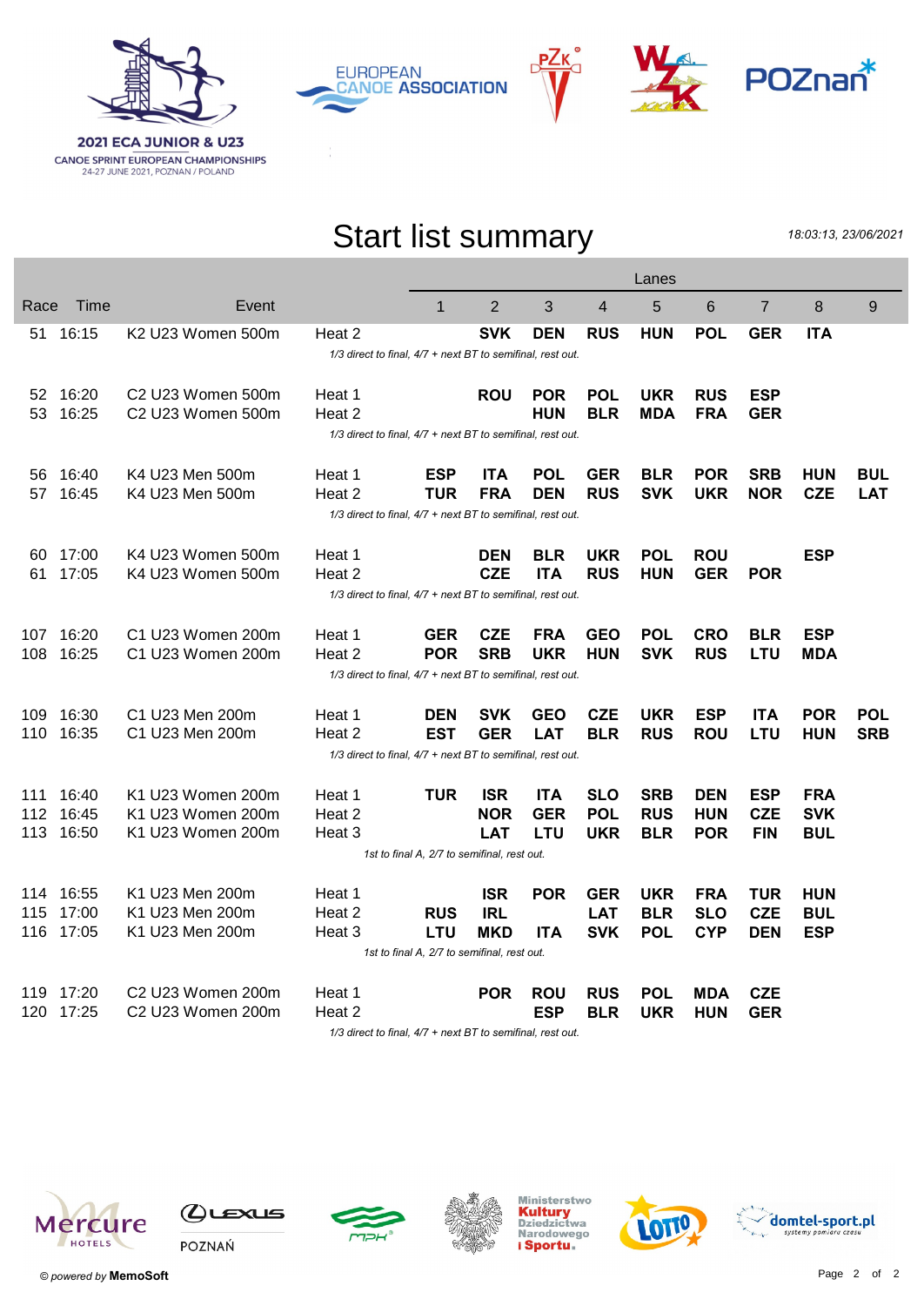# Start list summary

*18:03:13, 23/06/2021*

| Race | Time | Event | | Lane 1 | Lane 2 | Lane 3 | Lane 4 | Lane 5 | Lane 6 | Lane 7 | Lane 8 | Lane 9 |
|---|---|---|---|---|---|---|---|---|---|---|---|---|
| 51 | 16:15 | K2 U23 Women 500m | Heat 2 | | **SVK** | **DEN** | **RUS** | **HUN** | **POL** | **GER** | **ITA** | |
| | | | *1/3 direct to final, 4/7 + next BT to semifinal, rest out.* | | | | | | | | | |
| 52 | 16:20 | C2 U23 Women 500m | Heat 1 | | **ROU** | **POR** | **POL** | **UKR** | **RUS** | **ESP** | | |
| 53 | 16:25 | C2 U23 Women 500m | Heat 2 | | | **HUN** | **BLR** | **MDA** | **FRA** | **GER** | | |
| | | | *1/3 direct to final, 4/7 + next BT to semifinal, rest out.* | | | | | | | | | |
| 56 | 16:40 | K4 U23 Men 500m | Heat 1 | **ESP** | **ITA** | **POL** | **GER** | **BLR** | **POR** | **SRB** | **HUN** | **BUL** |
| 57 | 16:45 | K4 U23 Men 500m | Heat 2 | **TUR** | **FRA** | **DEN** | **RUS** | **SVK** | **UKR** | **NOR** | **CZE** | **LAT** |
| | | | *1/3 direct to final, 4/7 + next BT to semifinal, rest out.* | | | | | | | | | |
| 60 | 17:00 | K4 U23 Women 500m | Heat 1 | | **DEN** | **BLR** | **UKR** | **POL** | **ROU** | | **ESP** | |
| 61 | 17:05 | K4 U23 Women 500m | Heat 2 | | **CZE** | **ITA** | **RUS** | **HUN** | **GER** | **POR** | | |
| | | | *1/3 direct to final, 4/7 + next BT to semifinal, rest out.* | | | | | | | | | |
| 107 | 16:20 | C1 U23 Women 200m | Heat 1 | **GER** | **CZE** | **FRA** | **GEO** | **POL** | **CRO** | **BLR** | **ESP** | |
| 108 | 16:25 | C1 U23 Women 200m | Heat 2 | **POR** | **SRB** | **UKR** | **HUN** | **SVK** | **RUS** | **LTU** | **MDA** | |
| | | | *1/3 direct to final, 4/7 + next BT to semifinal, rest out.* | | | | | | | | | |
| 109 | 16:30 | C1 U23 Men 200m | Heat 1 | **DEN** | **SVK** | **GEO** | **CZE** | **UKR** | **ESP** | **ITA** | **POR** | **POL** |
| 110 | 16:35 | C1 U23 Men 200m | Heat 2 | **EST** | **GER** | **LAT** | **BLR** | **RUS** | **ROU** | **LTU** | **HUN** | **SRB** |
| | | | *1/3 direct to final, 4/7 + next BT to semifinal, rest out.* | | | | | | | | | |
| 111 | 16:40 | K1 U23 Women 200m | Heat 1 | **TUR** | **ISR** | **ITA** | **SLO** | **SRB** | **DEN** | **ESP** | **FRA** | |
| 112 | 16:45 | K1 U23 Women 200m | Heat 2 | | **NOR** | **GER** | **POL** | **RUS** | **HUN** | **CZE** | **SVK** | |
| 113 | 16:50 | K1 U23 Women 200m | Heat 3 | | **LAT** | **LTU** | **UKR** | **BLR** | **POR** | **FIN** | **BUL** | |
| | | | *1st to final A, 2/7 to semifinal, rest out.* | | | | | | | | | |
| 114 | 16:55 | K1 U23 Men 200m | Heat 1 | | **ISR** | **POR** | **GER** | **UKR** | **FRA** | **TUR** | **HUN** | |
| 115 | 17:00 | K1 U23 Men 200m | Heat 2 | **RUS** | **IRL** | | **LAT** | **BLR** | **SLO** | **CZE** | **BUL** | |
| 116 | 17:05 | K1 U23 Men 200m | Heat 3 | **LTU** | **MKD** | **ITA** | **SVK** | **POL** | **CYP** | **DEN** | **ESP** | |
| | | | *1st to final A, 2/7 to semifinal, rest out.* | | | | | | | | | |
| 119 | 17:20 | C2 U23 Women 200m | Heat 1 | | **POR** | **ROU** | **RUS** | **POL** | **MDA** | **CZE** | | |
| 120 | 17:25 | C2 U23 Women 200m | Heat 2 | | | **ESP** | **BLR** | **UKR** | **HUN** | **GER** | | |
| | | | *1/3 direct to final, 4/7 + next BT to semifinal, rest out.* | | | | | | | | | |